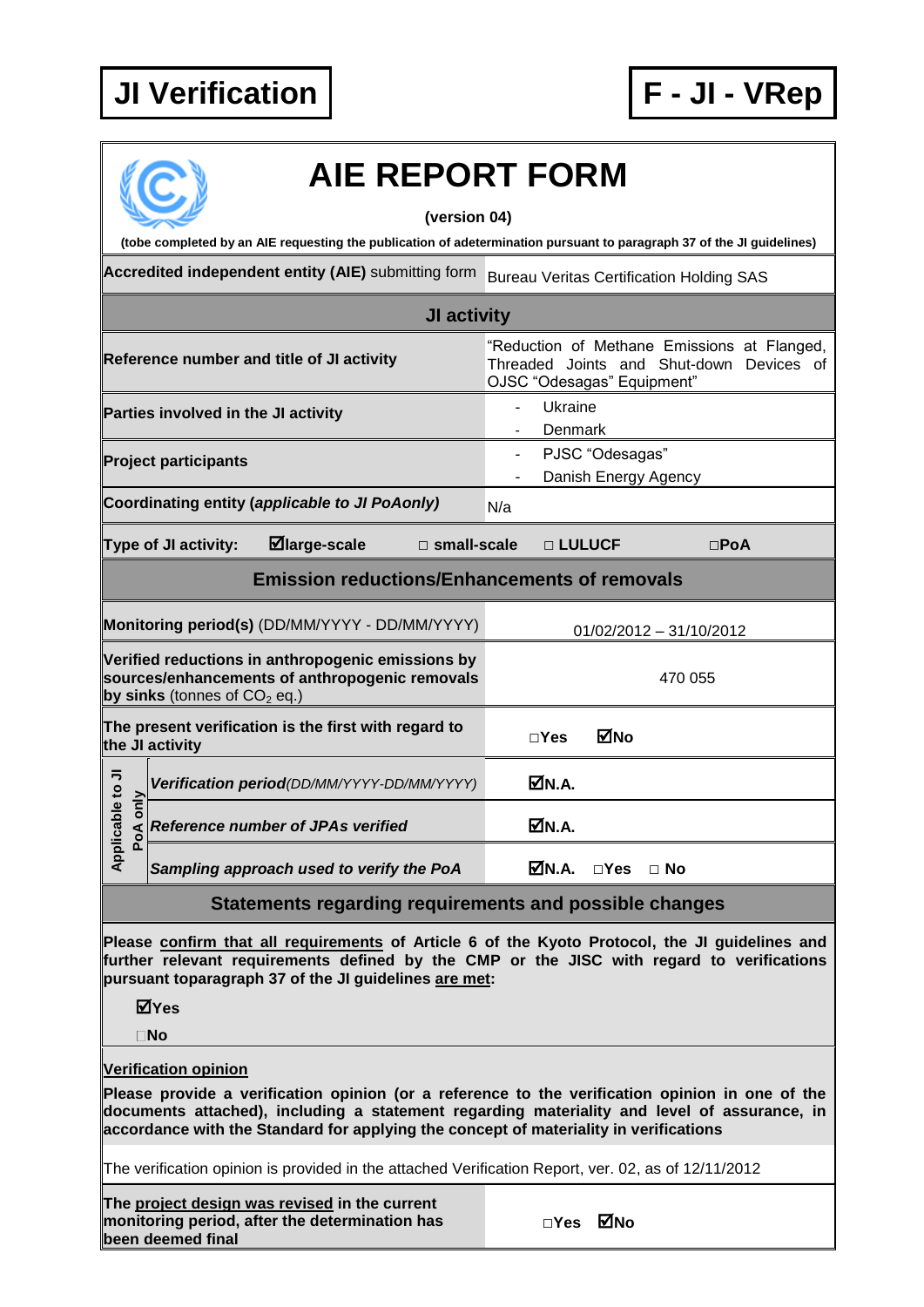**JI Verification** | **F - JI - VRep**

# AIE REPORT FORM

**(version 04)**

**(tobe completed by an AIE requesting the publication of adetermination pursuant to paragraph 37 of the JI guidelines)**

| **Accredited independent entity (AIE)** submitting form | Bureau Veritas Certification Holding SAS |
|---|---|

## JI activity

| | |
|---|---|
| **Reference number and title of JI activity** | "Reduction of Methane Emissions at Flanged, Threaded Joints and Shut-down Devices of OJSC "Odesagas" Equipment" |
| **Parties involved in the JI activity** | - Ukraine<br>- Denmark |
| **Project participants** | - PJSC "Odesagas"<br>- Danish Energy Agency |
| **Coordinating entity (*applicable to JI PoAonly*)** | N/a |

**Type of JI activity:** ☑**large-scale** □ **small-scale** □ **LULUCF** □**PoA**

## Emission reductions/Enhancements of removals

| | |
|---|---|
| **Monitoring period(s)** (DD/MM/YYYY - DD/MM/YYYY) | 01/02/2012 – 31/10/2012 |
| **Verified reductions in anthropogenic emissions by sources/enhancements of anthropogenic removals by sinks** (tonnes of $CO_2$ eq.) | 470 055 |
| **The present verification is the first with regard to the JI activity** | □Yes ☑No |
| **Applicable to JI PoA only** – ***Verification period****(DD/MM/YYYY-DD/MM/YYYY)* | ☑N.A. |
| **Applicable to JI PoA only** – ***Reference number of JPAs verified*** | ☑N.A. |
| **Applicable to JI PoA only** – ***Sampling approach used to verify the PoA*** | ☑N.A. □Yes □ No |

## Statements regarding requirements and possible changes

**Please confirm that all requirements of Article 6 of the Kyoto Protocol, the JI guidelines and further relevant requirements defined by the CMP or the JISC with regard to verifications pursuant toparagraph 37 of the JI guidelines are met:**

☑**Yes**

□**No**

**Verification opinion**

**Please provide a verification opinion (or a reference to the verification opinion in one of the documents attached), including a statement regarding materiality and level of assurance, in accordance with the Standard for applying the concept of materiality in verifications**

The verification opinion is provided in the attached Verification Report, ver. 02, as of 12/11/2012

| | |
|---|---|
| **The project design was revised in the current monitoring period, after the determination has been deemed final** | □Yes ☑No |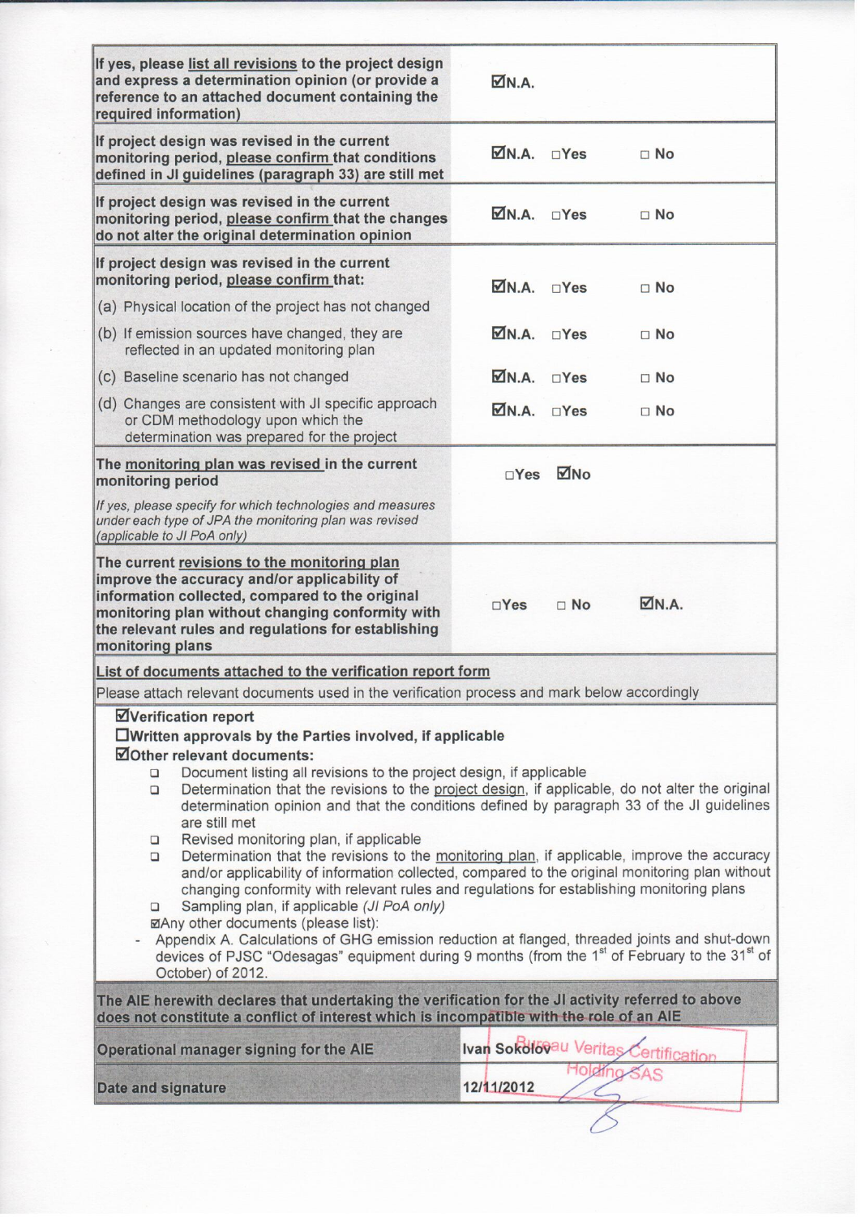| | |
|---|---|
| **If yes, please list all revisions to the project design and express a determination opinion (or provide a reference to an attached document containing the required information)** | ☑N.A. |
| **If project design was revised in the current monitoring period, please confirm that conditions defined in JI guidelines (paragraph 33) are still met** | ☑N.A. ☐Yes ☐ No |
| **If project design was revised in the current monitoring period, please confirm that the changes do not alter the original determination opinion** | ☑N.A. ☐Yes ☐ No |
| **If project design was revised in the current monitoring period, please confirm that:** | |
| (a) Physical location of the project has not changed | ☑N.A. ☐Yes ☐ No |
| (b) If emission sources have changed, they are reflected in an updated monitoring plan | ☑N.A. ☐Yes ☐ No |
| (c) Baseline scenario has not changed | ☑N.A. ☐Yes ☐ No |
| (d) Changes are consistent with JI specific approach or CDM methodology upon which the determination was prepared for the project | ☑N.A. ☐Yes ☐ No |
| **The monitoring plan was revised in the current monitoring period**<br>*If yes, please specify for which technologies and measures under each type of JPA the monitoring plan was revised (applicable to JI PoA only)* | ☐Yes ☑No |
| **The current revisions to the monitoring plan improve the accuracy and/or applicability of information collected, compared to the original monitoring plan without changing conformity with the relevant rules and regulations for establishing monitoring plans** | ☐Yes ☐ No ☑N.A. |

**List of documents attached to the verification report form**

Please attach relevant documents used in the verification process and mark below accordingly

☑**Verification report**

☐**Written approvals by the Parties involved, if applicable**

☑**Other relevant documents:**

- ☐ Document listing all revisions to the project design, if applicable
- ☐ Determination that the revisions to the project design, if applicable, do not alter the original determination opinion and that the conditions defined by paragraph 33 of the JI guidelines are still met
- ☐ Revised monitoring plan, if applicable
- ☐ Determination that the revisions to the monitoring plan, if applicable, improve the accuracy and/or applicability of information collected, compared to the original monitoring plan without changing conformity with relevant rules and regulations for establishing monitoring plans
- ☐ Sampling plan, if applicable *(JI PoA only)*

☑Any other documents (please list):

- Appendix A. Calculations of GHG emission reduction at flanged, threaded joints and shut-down devices of PJSC "Odesagas" equipment during 9 months (from the 1st of February to the 31st of October) of 2012.

**The AIE herewith declares that undertaking the verification for the JI activity referred to above does not constitute a conflict of interest which is incompatible with the role of an AIE**

| | |
|---|---|
| **Operational manager signing for the AIE** | **Ivan Sokolov** |
| **Date and signature** | **12/11/2012** |

Bureau Veritas Certification Holding SAS